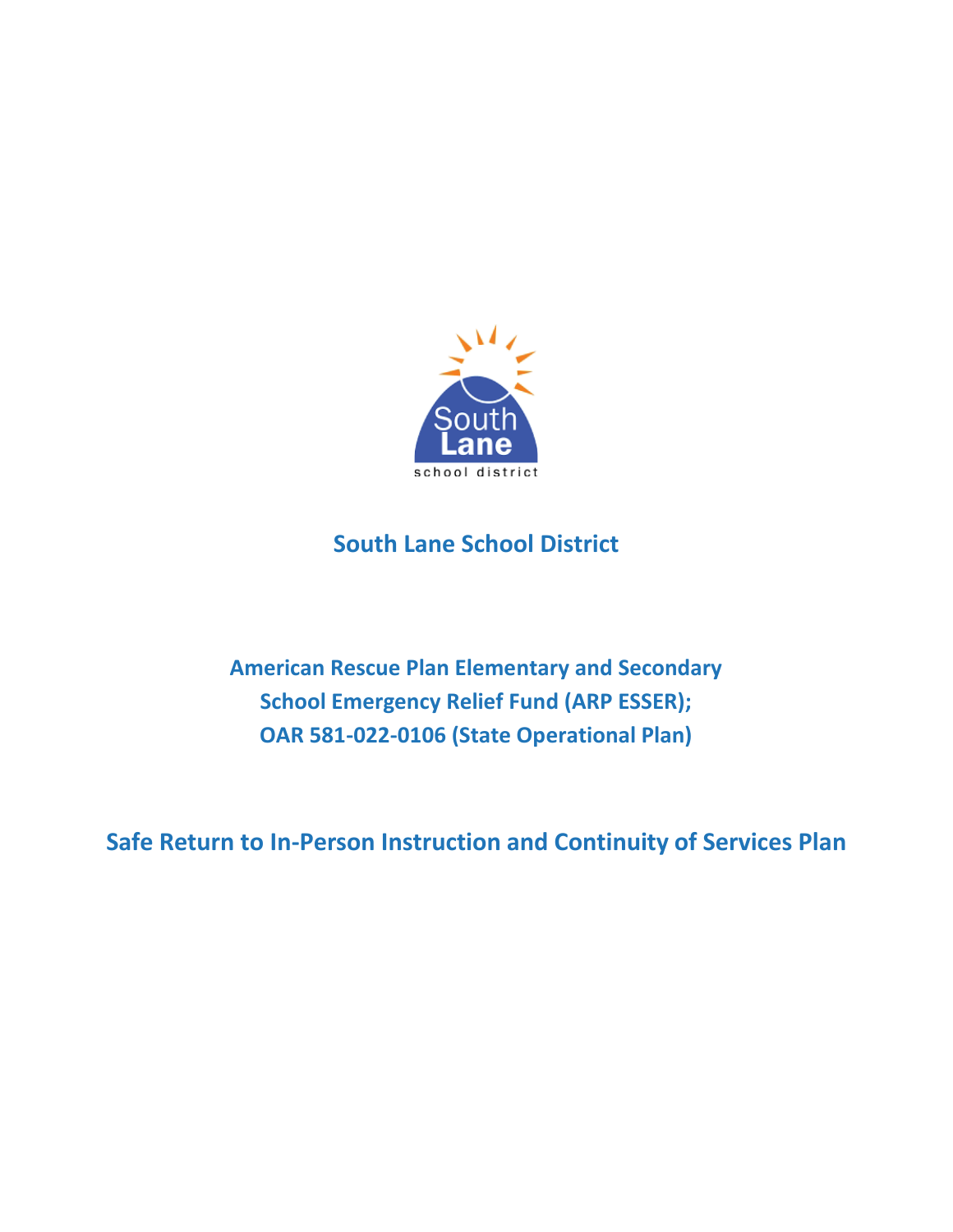# South Lane School District

## American Rescue Plan Elementary and Secondary School Emergency Relief Fund (ARP ESSER); OAR 581-022-0106 (State Operational Plan)

# Safe Return to In-Person Instruction and Continuity of Services Plan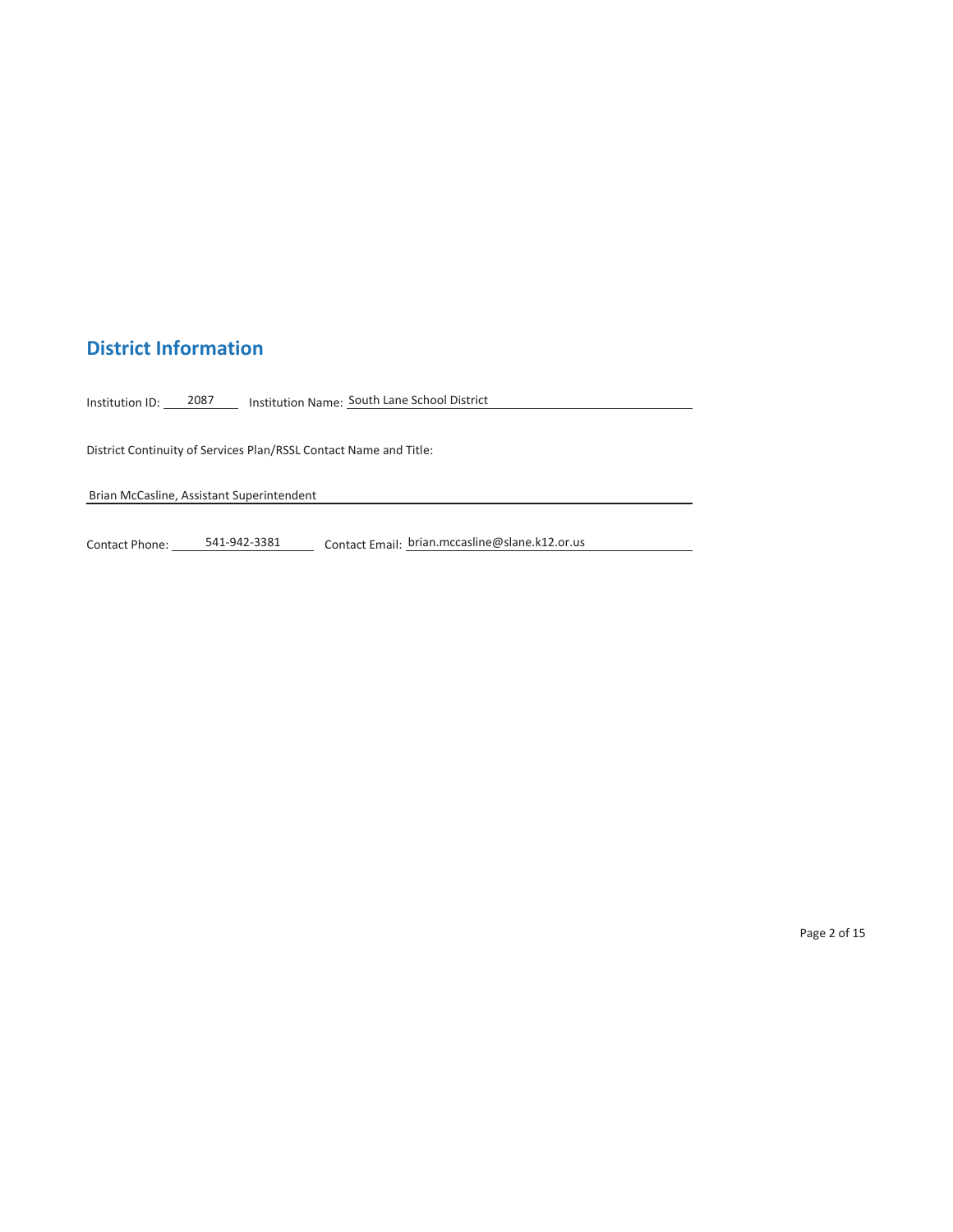## District Information

Institution ID: 2087 Institution Name: South Lane School District

District Continuity of Services Plan/RSSL Contact Name and Title:

Brian McCasline, Assistant Superintendent

Contact Phone: 541-942-3381 Contact Email: brian.mccasline@slane.k12.or.us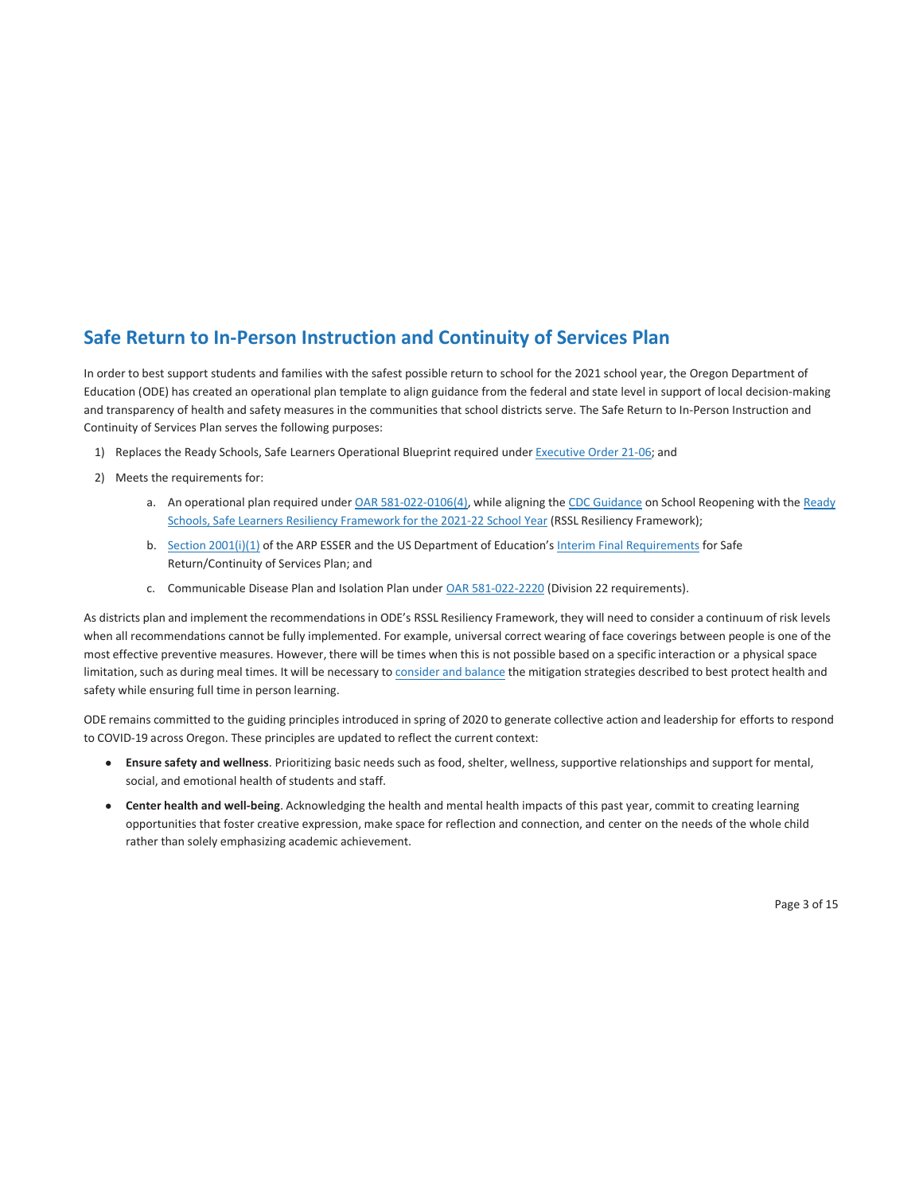## Safe Return to In-Person Instruction and Continuity of Services Plan

In order to best support students and families with the safest possible return to school for the 2021 school year, the Oregon Department of Education (ODE) has created an operational plan template to align guidance from the federal and state level in support of local decision-making and transparency of health and safety measures in the communities that school districts serve. The Safe Return to In-Person Instruction and Continuity of Services Plan serves the following purposes:

1) Replaces the Ready Schools, Safe Learners Operational Blueprint required under Executive Order 21-06; and
2) Meets the requirements for:
    a. An operational plan required under OAR 581-022-0106(4), while aligning the CDC Guidance on School Reopening with the Ready Schools, Safe Learners Resiliency Framework for the 2021-22 School Year (RSSL Resiliency Framework);
    b. Section 2001(i)(1) of the ARP ESSER and the US Department of Education's Interim Final Requirements for Safe Return/Continuity of Services Plan; and
    c. Communicable Disease Plan and Isolation Plan under OAR 581-022-2220 (Division 22 requirements).

As districts plan and implement the recommendations in ODE's RSSL Resiliency Framework, they will need to consider a continuum of risk levels when all recommendations cannot be fully implemented. For example, universal correct wearing of face coverings between people is one of the most effective preventive measures. However, there will be times when this is not possible based on a specific interaction or a physical space limitation, such as during meal times. It will be necessary to consider and balance the mitigation strategies described to best protect health and safety while ensuring full time in person learning.

ODE remains committed to the guiding principles introduced in spring of 2020 to generate collective action and leadership for efforts to respond to COVID-19 across Oregon. These principles are updated to reflect the current context:

- **Ensure safety and wellness**. Prioritizing basic needs such as food, shelter, wellness, supportive relationships and support for mental, social, and emotional health of students and staff.
- **Center health and well-being**. Acknowledging the health and mental health impacts of this past year, commit to creating learning opportunities that foster creative expression, make space for reflection and connection, and center on the needs of the whole child rather than solely emphasizing academic achievement.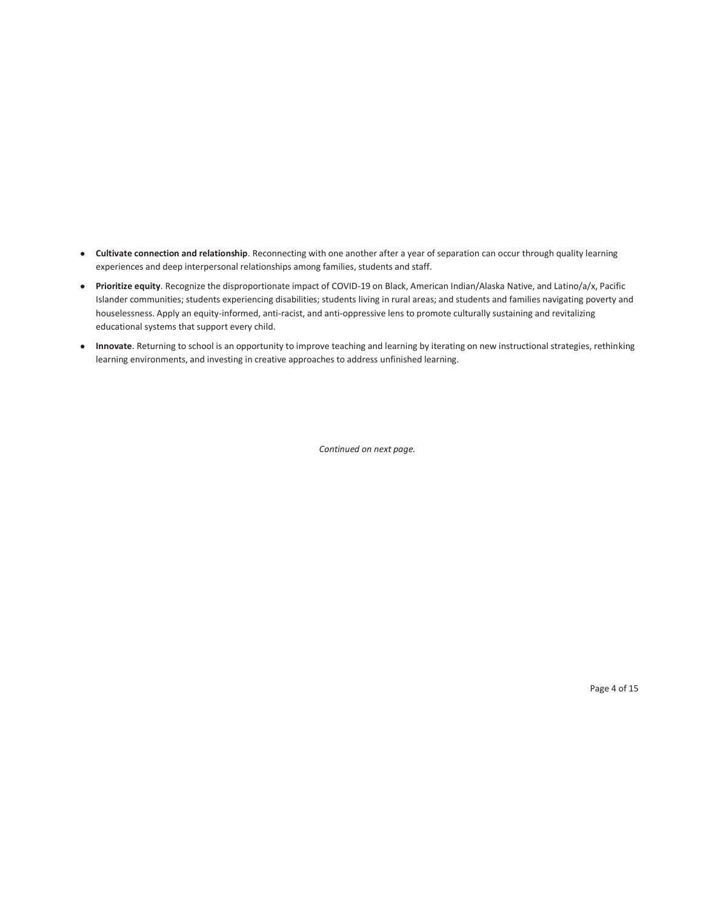- **Cultivate connection and relationship**. Reconnecting with one another after a year of separation can occur through quality learning experiences and deep interpersonal relationships among families, students and staff.
- **Prioritize equity**. Recognize the disproportionate impact of COVID-19 on Black, American Indian/Alaska Native, and Latino/a/x, Pacific Islander communities; students experiencing disabilities; students living in rural areas; and students and families navigating poverty and houselessness. Apply an equity-informed, anti-racist, and anti-oppressive lens to promote culturally sustaining and revitalizing educational systems that support every child.
- **Innovate**. Returning to school is an opportunity to improve teaching and learning by iterating on new instructional strategies, rethinking learning environments, and investing in creative approaches to address unfinished learning.

*Continued on next page.*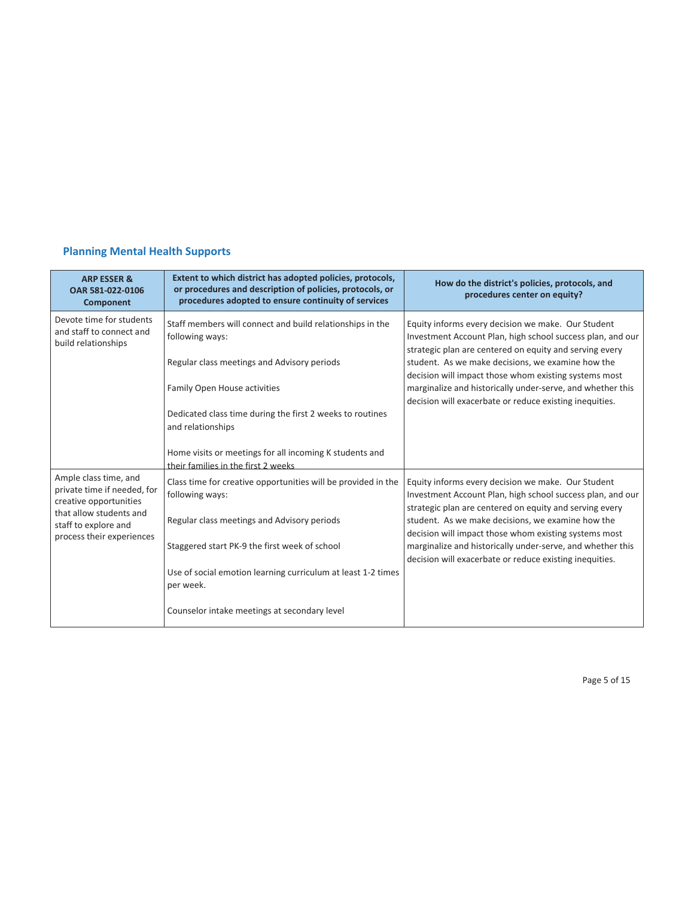## Planning Mental Health Supports

| ARP ESSER & OAR 581-022-0106 Component | Extent to which district has adopted policies, protocols, or procedures and description of policies, protocols, or procedures adopted to ensure continuity of services | How do the district's policies, protocols, and procedures center on equity? |
|---|---|---|
| Devote time for students and staff to connect and build relationships | Staff members will connect and build relationships in the following ways:<br><br>Regular class meetings and Advisory periods<br><br>Family Open House activities<br><br>Dedicated class time during the first 2 weeks to routines and relationships<br><br>Home visits or meetings for all incoming K students and their families in the first 2 weeks | Equity informs every decision we make. Our Student Investment Account Plan, high school success plan, and our strategic plan are centered on equity and serving every student. As we make decisions, we examine how the decision will impact those whom existing systems most marginalize and historically under-serve, and whether this decision will exacerbate or reduce existing inequities. |
| Ample class time, and private time if needed, for creative opportunities that allow students and staff to explore and process their experiences | Class time for creative opportunities will be provided in the following ways:<br><br>Regular class meetings and Advisory periods<br><br>Staggered start PK-9 the first week of school<br><br>Use of social emotion learning curriculum at least 1-2 times per week.<br><br>Counselor intake meetings at secondary level | Equity informs every decision we make. Our Student Investment Account Plan, high school success plan, and our strategic plan are centered on equity and serving every student. As we make decisions, we examine how the decision will impact those whom existing systems most marginalize and historically under-serve, and whether this decision will exacerbate or reduce existing inequities. |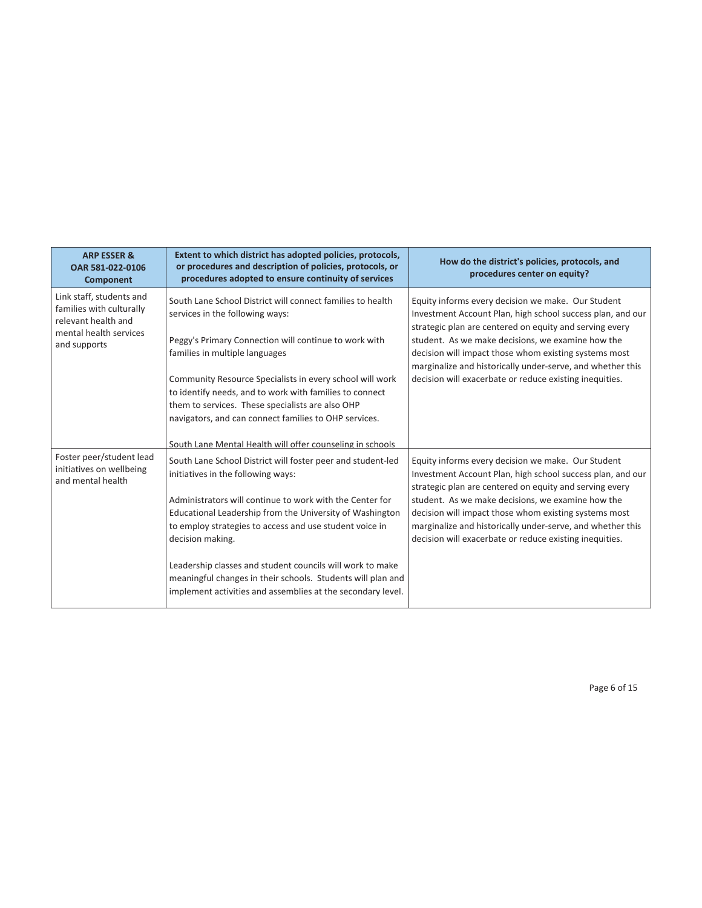| ARP ESSER & OAR 581-022-0106 Component | Extent to which district has adopted policies, protocols, or procedures and description of policies, protocols, or procedures adopted to ensure continuity of services | How do the district's policies, protocols, and procedures center on equity? |
|---|---|---|
| Link staff, students and families with culturally relevant health and mental health services and supports | South Lane School District will connect families to health services in the following ways:<br><br>Peggy's Primary Connection will continue to work with families in multiple languages<br><br>Community Resource Specialists in every school will work to identify needs, and to work with families to connect them to services. These specialists are also OHP navigators, and can connect families to OHP services.<br><br>South Lane Mental Health will offer counseling in schools | Equity informs every decision we make. Our Student Investment Account Plan, high school success plan, and our strategic plan are centered on equity and serving every student. As we make decisions, we examine how the decision will impact those whom existing systems most marginalize and historically under-serve, and whether this decision will exacerbate or reduce existing inequities. |
| Foster peer/student lead initiatives on wellbeing and mental health | South Lane School District will foster peer and student-led initiatives in the following ways:<br><br>Administrators will continue to work with the Center for Educational Leadership from the University of Washington to employ strategies to access and use student voice in decision making.<br><br>Leadership classes and student councils will work to make meaningful changes in their schools. Students will plan and implement activities and assemblies at the secondary level. | Equity informs every decision we make. Our Student Investment Account Plan, high school success plan, and our strategic plan are centered on equity and serving every student. As we make decisions, we examine how the decision will impact those whom existing systems most marginalize and historically under-serve, and whether this decision will exacerbate or reduce existing inequities. |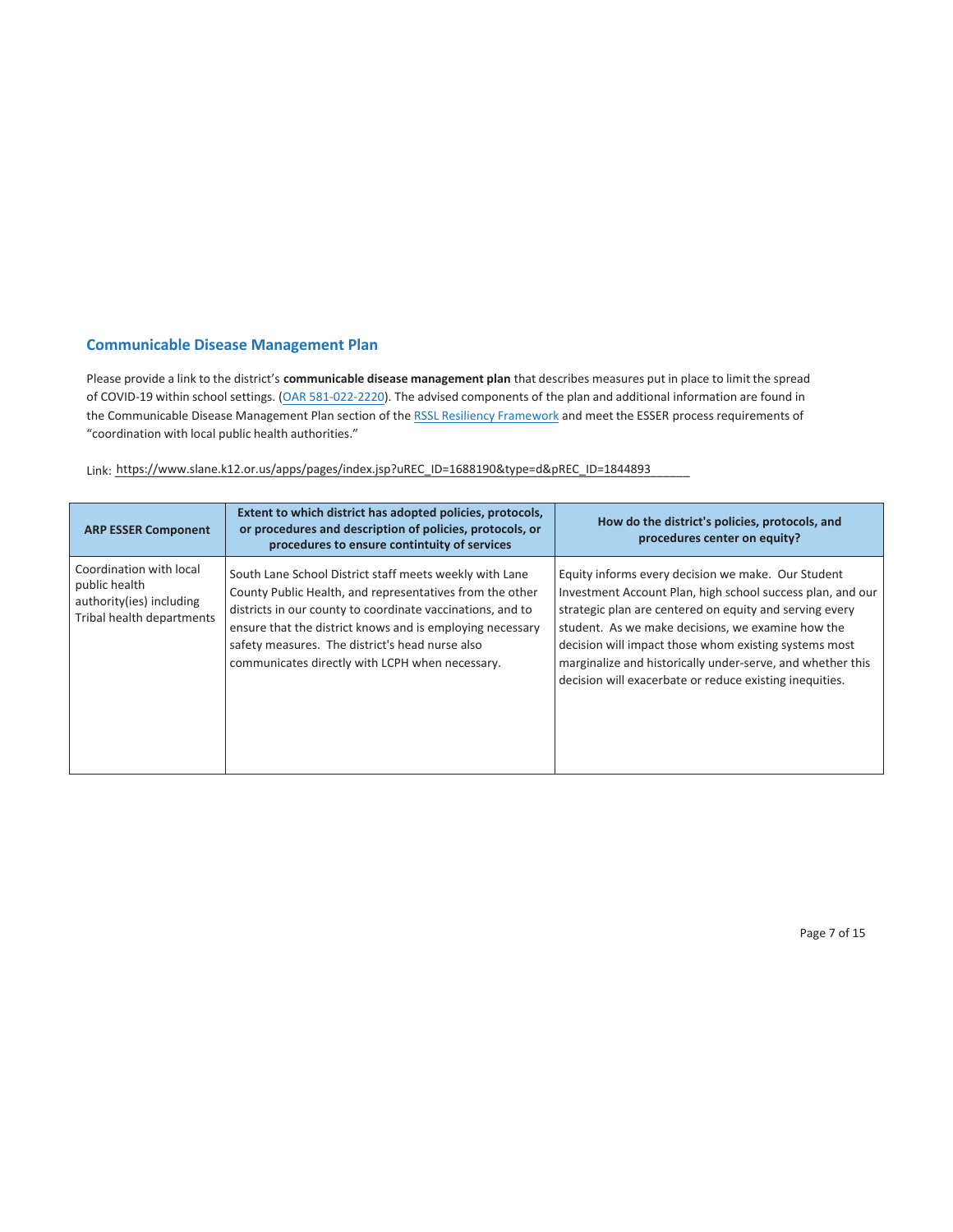## Communicable Disease Management Plan

Please provide a link to the district's **communicable disease management plan** that describes measures put in place to limit the spread of COVID-19 within school settings. (OAR 581-022-2220). The advised components of the plan and additional information are found in the Communicable Disease Management Plan section of the RSSL Resiliency Framework and meet the ESSER process requirements of "coordination with local public health authorities."

Link: https://www.slane.k12.or.us/apps/pages/index.jsp?uREC_ID=1688190&type=d&pREC_ID=1844893

| ARP ESSER Component | Extent to which district has adopted policies, protocols, or procedures and description of policies, protocols, or procedures to ensure contintuity of services | How do the district's policies, protocols, and procedures center on equity? |
|---|---|---|
| Coordination with local public health authority(ies) including Tribal health departments | South Lane School District staff meets weekly with Lane County Public Health, and representatives from the other districts in our county to coordinate vaccinations, and to ensure that the district knows and is employing necessary safety measures. The district's head nurse also communicates directly with LCPH when necessary. | Equity informs every decision we make. Our Student Investment Account Plan, high school success plan, and our strategic plan are centered on equity and serving every student. As we make decisions, we examine how the decision will impact those whom existing systems most marginalize and historically under-serve, and whether this decision will exacerbate or reduce existing inequities. |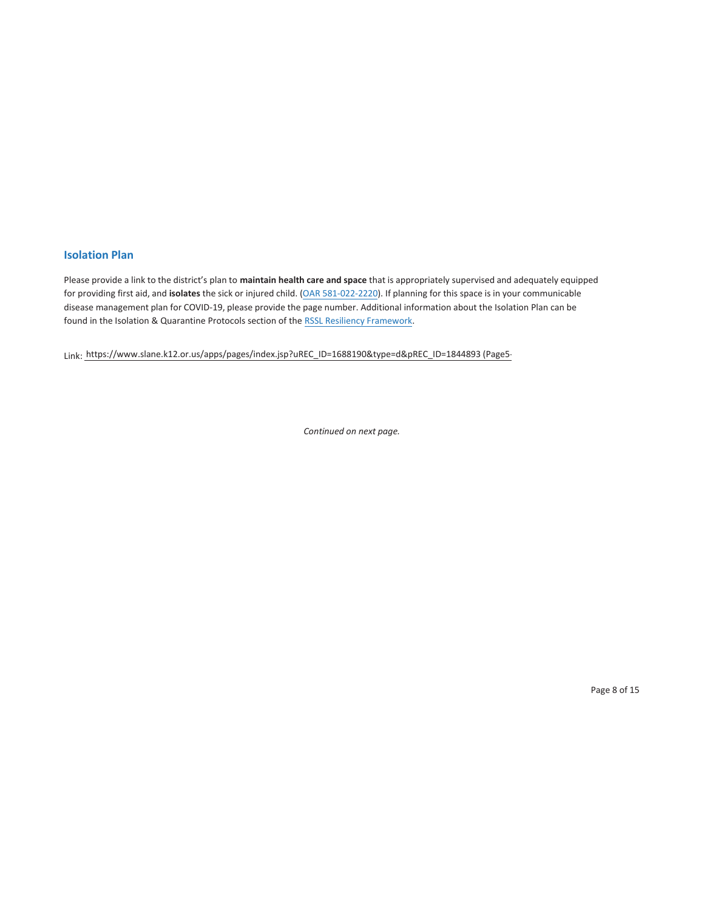## Isolation Plan

Please provide a link to the district's plan to **maintain health care and space** that is appropriately supervised and adequately equipped for providing first aid, and **isolates** the sick or injured child. (OAR 581-022-2220). If planning for this space is in your communicable disease management plan for COVID-19, please provide the page number. Additional information about the Isolation Plan can be found in the Isolation & Quarantine Protocols section of the RSSL Resiliency Framework.

Link: https://www.slane.k12.or.us/apps/pages/index.jsp?uREC_ID=1688190&type=d&pREC_ID=1844893 (Page5-

*Continued on next page.*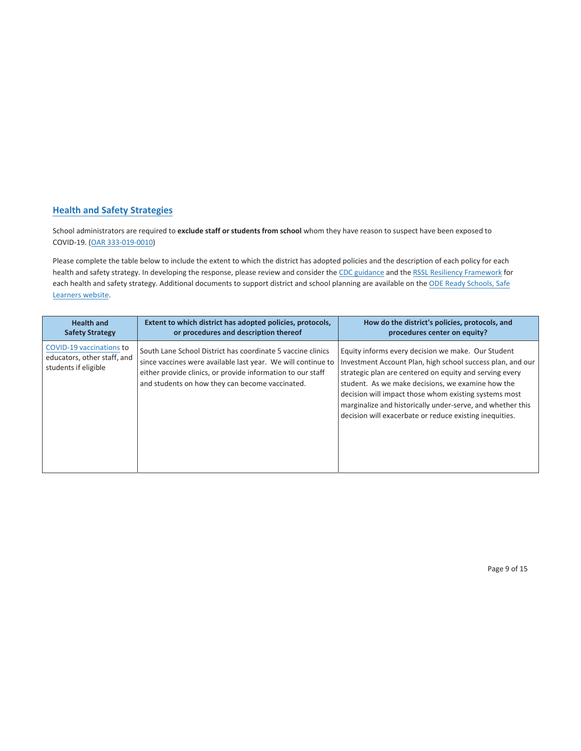## Health and Safety Strategies

School administrators are required to **exclude staff or students from school** whom they have reason to suspect have been exposed to COVID-19. (OAR 333-019-0010)

Please complete the table below to include the extent to which the district has adopted policies and the description of each policy for each health and safety strategy. In developing the response, please review and consider the CDC guidance and the RSSL Resiliency Framework for each health and safety strategy. Additional documents to support district and school planning are available on the ODE Ready Schools, Safe Learners website.

| Health and Safety Strategy | Extent to which district has adopted policies, protocols, or procedures and description thereof | How do the district's policies, protocols, and procedures center on equity? |
|---|---|---|
| COVID-19 vaccinations to educators, other staff, and students if eligible | South Lane School District has coordinate 5 vaccine clinics since vaccines were available last year. We will continue to either provide clinics, or provide information to our staff and students on how they can become vaccinated. | Equity informs every decision we make. Our Student Investment Account Plan, high school success plan, and our strategic plan are centered on equity and serving every student. As we make decisions, we examine how the decision will impact those whom existing systems most marginalize and historically under-serve, and whether this decision will exacerbate or reduce existing inequities. |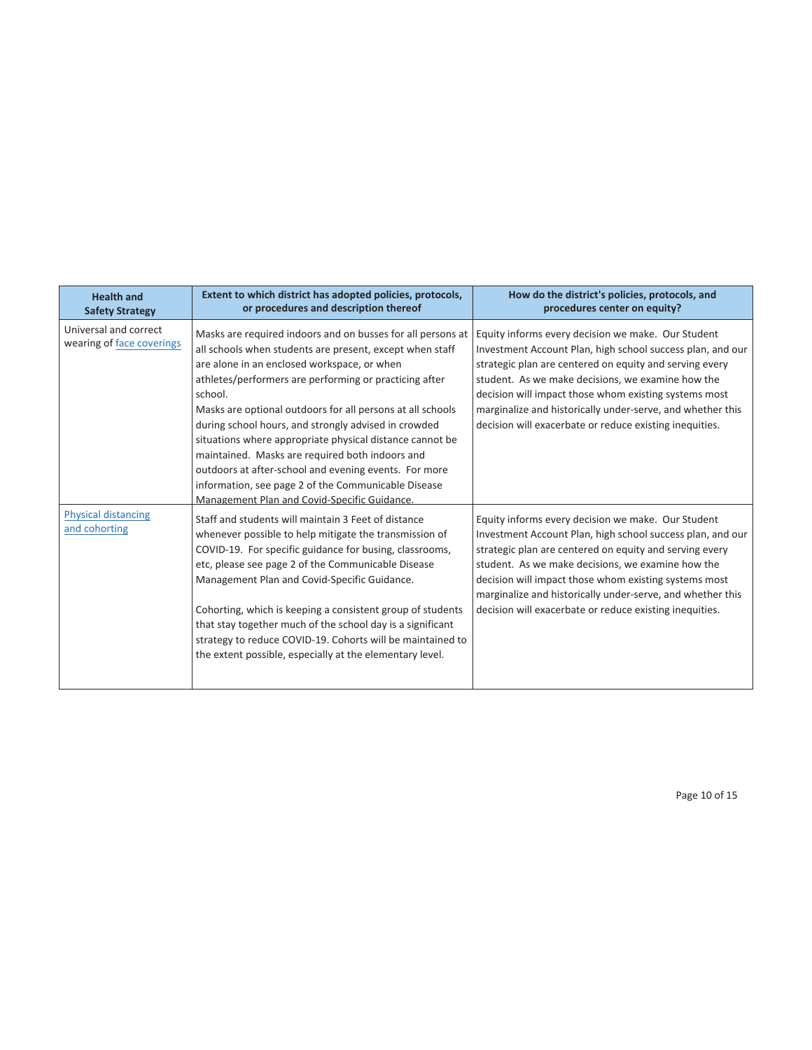| Health and Safety Strategy | Extent to which district has adopted policies, protocols, or procedures and description thereof | How do the district's policies, protocols, and procedures center on equity? |
|---|---|---|
| Universal and correct wearing of face coverings | Masks are required indoors and on busses for all persons at all schools when students are present, except when staff are alone in an enclosed workspace, or when athletes/performers are performing or practicing after school.<br>Masks are optional outdoors for all persons at all schools during school hours, and strongly advised in crowded situations where appropriate physical distance cannot be maintained. Masks are required both indoors and outdoors at after-school and evening events. For more information, see page 2 of the Communicable Disease Management Plan and Covid-Specific Guidance. | Equity informs every decision we make. Our Student Investment Account Plan, high school success plan, and our strategic plan are centered on equity and serving every student. As we make decisions, we examine how the decision will impact those whom existing systems most marginalize and historically under-serve, and whether this decision will exacerbate or reduce existing inequities. |
| Physical distancing and cohorting | Staff and students will maintain 3 Feet of distance whenever possible to help mitigate the transmission of COVID-19. For specific guidance for busing, classrooms, etc, please see page 2 of the Communicable Disease Management Plan and Covid-Specific Guidance.<br><br>Cohorting, which is keeping a consistent group of students that stay together much of the school day is a significant strategy to reduce COVID-19. Cohorts will be maintained to the extent possible, especially at the elementary level. | Equity informs every decision we make. Our Student Investment Account Plan, high school success plan, and our strategic plan are centered on equity and serving every student. As we make decisions, we examine how the decision will impact those whom existing systems most marginalize and historically under-serve, and whether this decision will exacerbate or reduce existing inequities. |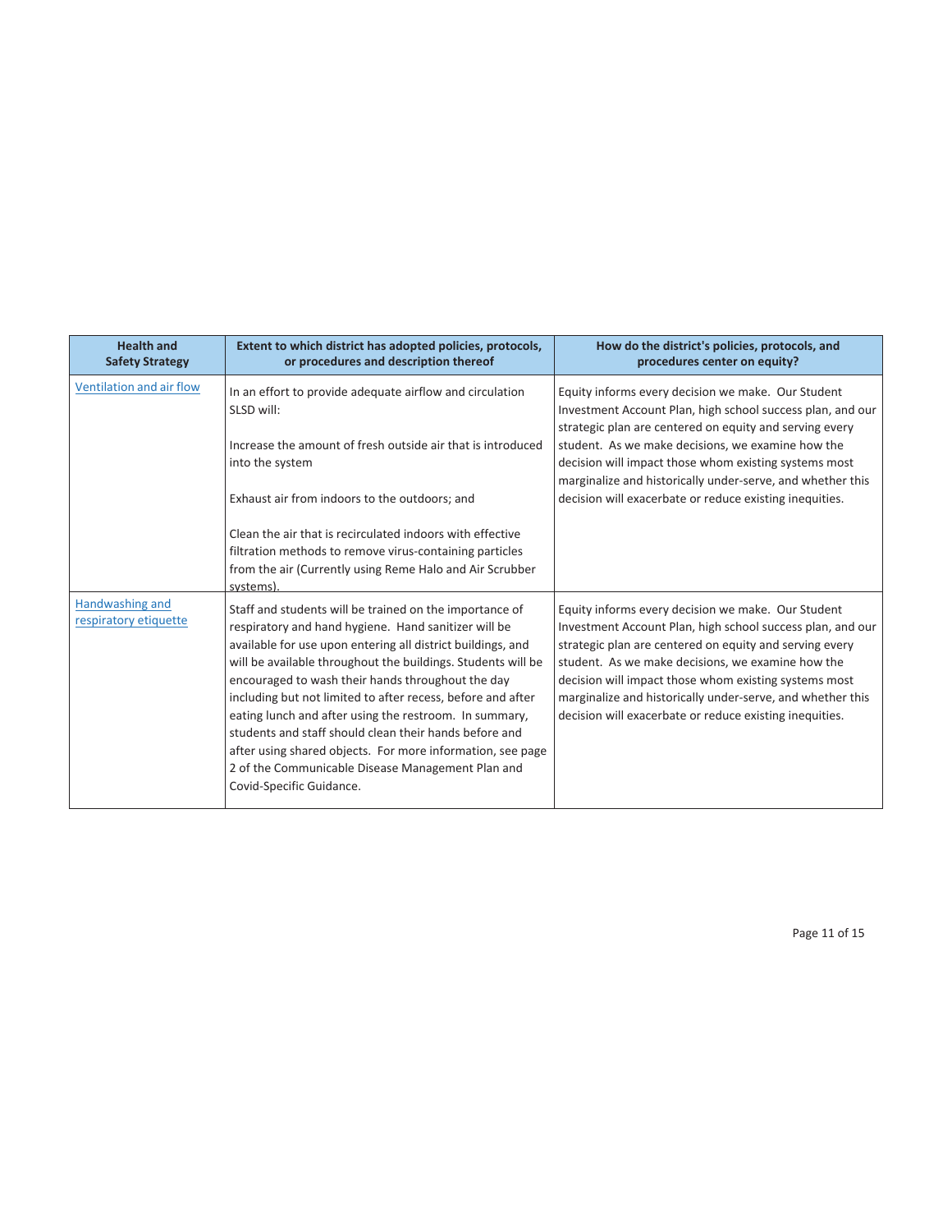| Health and Safety Strategy | Extent to which district has adopted policies, protocols, or procedures and description thereof | How do the district's policies, protocols, and procedures center on equity? |
|---|---|---|
| Ventilation and air flow | In an effort to provide adequate airflow and circulation SLSD will:<br><br>Increase the amount of fresh outside air that is introduced into the system<br><br>Exhaust air from indoors to the outdoors; and<br><br>Clean the air that is recirculated indoors with effective filtration methods to remove virus-containing particles from the air (Currently using Reme Halo and Air Scrubber systems). | Equity informs every decision we make. Our Student Investment Account Plan, high school success plan, and our strategic plan are centered on equity and serving every student. As we make decisions, we examine how the decision will impact those whom existing systems most marginalize and historically under-serve, and whether this decision will exacerbate or reduce existing inequities. |
| Handwashing and respiratory etiquette | Staff and students will be trained on the importance of respiratory and hand hygiene. Hand sanitizer will be available for use upon entering all district buildings, and will be available throughout the buildings. Students will be encouraged to wash their hands throughout the day including but not limited to after recess, before and after eating lunch and after using the restroom. In summary, students and staff should clean their hands before and after using shared objects. For more information, see page 2 of the Communicable Disease Management Plan and Covid-Specific Guidance. | Equity informs every decision we make. Our Student Investment Account Plan, high school success plan, and our strategic plan are centered on equity and serving every student. As we make decisions, we examine how the decision will impact those whom existing systems most marginalize and historically under-serve, and whether this decision will exacerbate or reduce existing inequities. |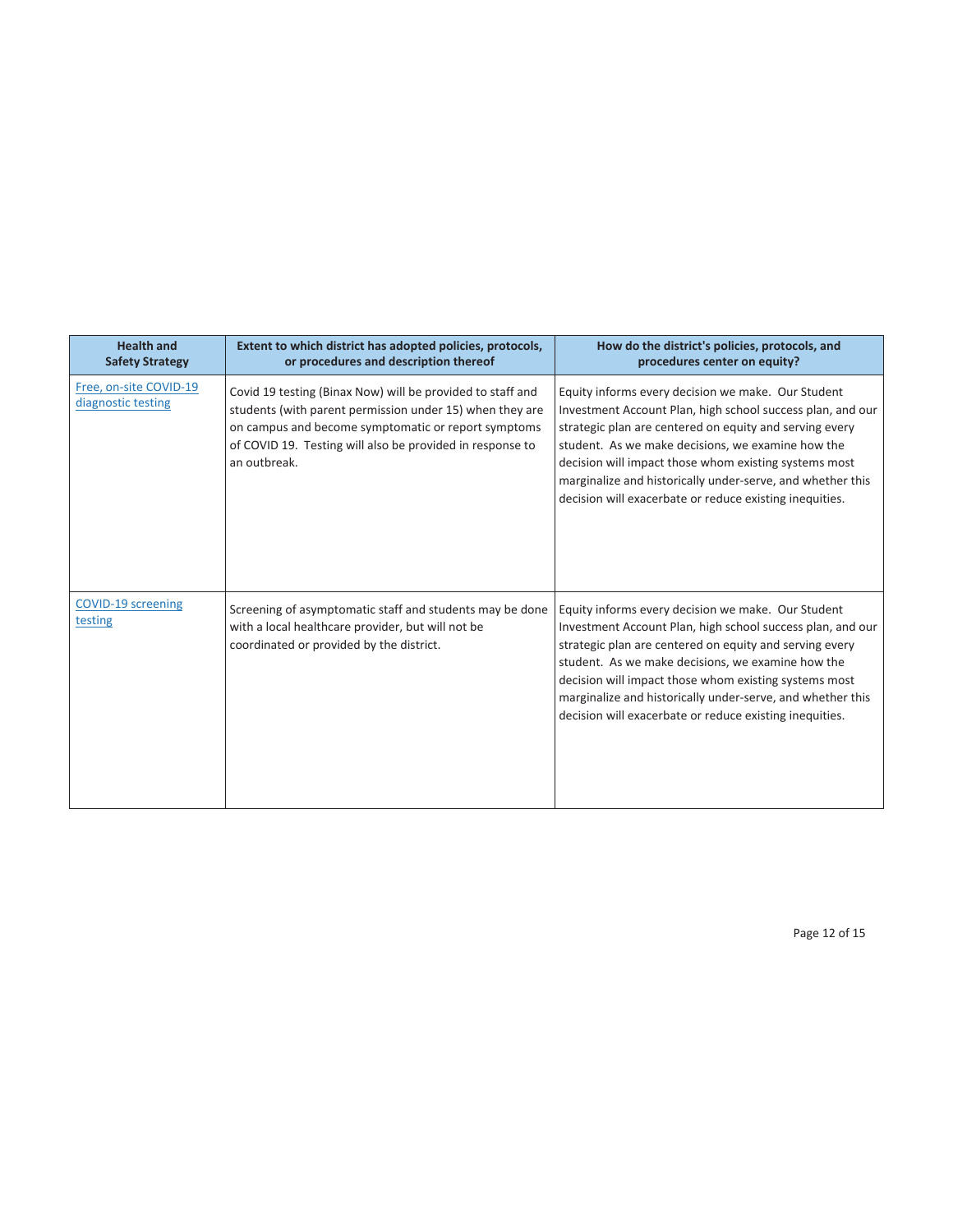| Health and Safety Strategy | Extent to which district has adopted policies, protocols, or procedures and description thereof | How do the district's policies, protocols, and procedures center on equity? |
|---|---|---|
| [Free, on-site COVID-19 diagnostic testing]() | Covid 19 testing (Binax Now) will be provided to staff and students (with parent permission under 15) when they are on campus and become symptomatic or report symptoms of COVID 19. Testing will also be provided in response to an outbreak. | Equity informs every decision we make. Our Student Investment Account Plan, high school success plan, and our strategic plan are centered on equity and serving every student. As we make decisions, we examine how the decision will impact those whom existing systems most marginalize and historically under-serve, and whether this decision will exacerbate or reduce existing inequities. |
| [COVID-19 screening testing]() | Screening of asymptomatic staff and students may be done with a local healthcare provider, but will not be coordinated or provided by the district. | Equity informs every decision we make. Our Student Investment Account Plan, high school success plan, and our strategic plan are centered on equity and serving every student. As we make decisions, we examine how the decision will impact those whom existing systems most marginalize and historically under-serve, and whether this decision will exacerbate or reduce existing inequities. |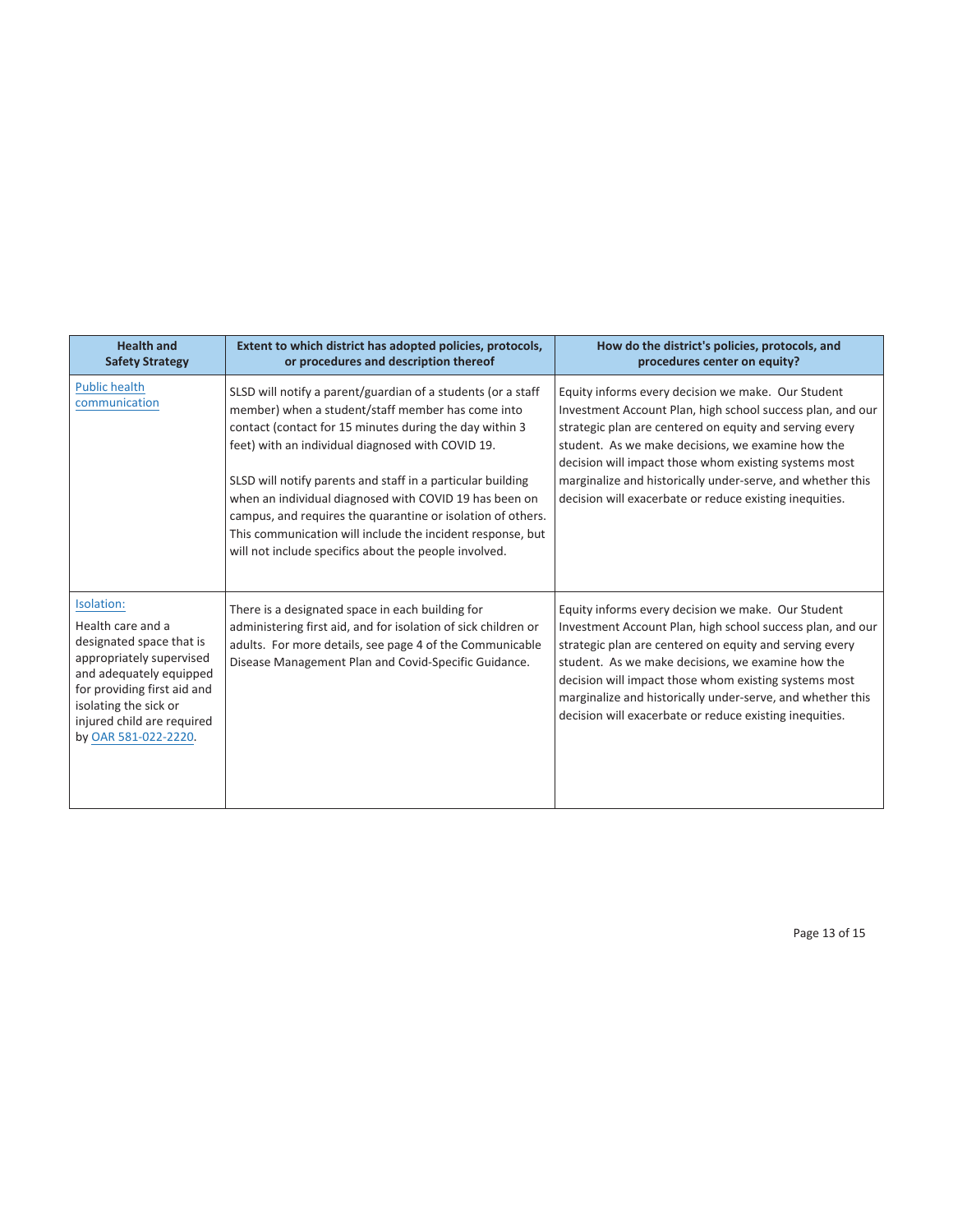| Health and Safety Strategy | Extent to which district has adopted policies, protocols, or procedures and description thereof | How do the district's policies, protocols, and procedures center on equity? |
|---|---|---|
| Public health communication | SLSD will notify a parent/guardian of a students (or a staff member) when a student/staff member has come into contact (contact for 15 minutes during the day within 3 feet) with an individual diagnosed with COVID 19.<br><br>SLSD will notify parents and staff in a particular building when an individual diagnosed with COVID 19 has been on campus, and requires the quarantine or isolation of others. This communication will include the incident response, but will not include specifics about the people involved. | Equity informs every decision we make. Our Student Investment Account Plan, high school success plan, and our strategic plan are centered on equity and serving every student. As we make decisions, we examine how the decision will impact those whom existing systems most marginalize and historically under-serve, and whether this decision will exacerbate or reduce existing inequities. |
| Isolation:<br>Health care and a designated space that is appropriately supervised and adequately equipped for providing first aid and isolating the sick or injured child are required by OAR 581-022-2220. | There is a designated space in each building for administering first aid, and for isolation of sick children or adults. For more details, see page 4 of the Communicable Disease Management Plan and Covid-Specific Guidance. | Equity informs every decision we make. Our Student Investment Account Plan, high school success plan, and our strategic plan are centered on equity and serving every student. As we make decisions, we examine how the decision will impact those whom existing systems most marginalize and historically under-serve, and whether this decision will exacerbate or reduce existing inequities. |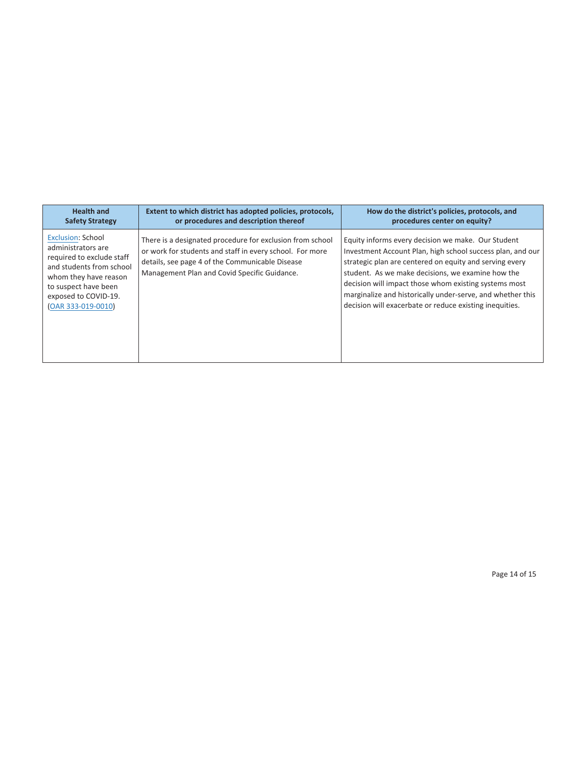| Health and Safety Strategy | Extent to which district has adopted policies, protocols, or procedures and description thereof | How do the district's policies, protocols, and procedures center on equity? |
|---|---|---|
| Exclusion: School administrators are required to exclude staff and students from school whom they have reason to suspect have been exposed to COVID-19. (OAR 333-019-0010) | There is a designated procedure for exclusion from school or work for students and staff in every school. For more details, see page 4 of the Communicable Disease Management Plan and Covid Specific Guidance. | Equity informs every decision we make. Our Student Investment Account Plan, high school success plan, and our strategic plan are centered on equity and serving every student. As we make decisions, we examine how the decision will impact those whom existing systems most marginalize and historically under-serve, and whether this decision will exacerbate or reduce existing inequities. |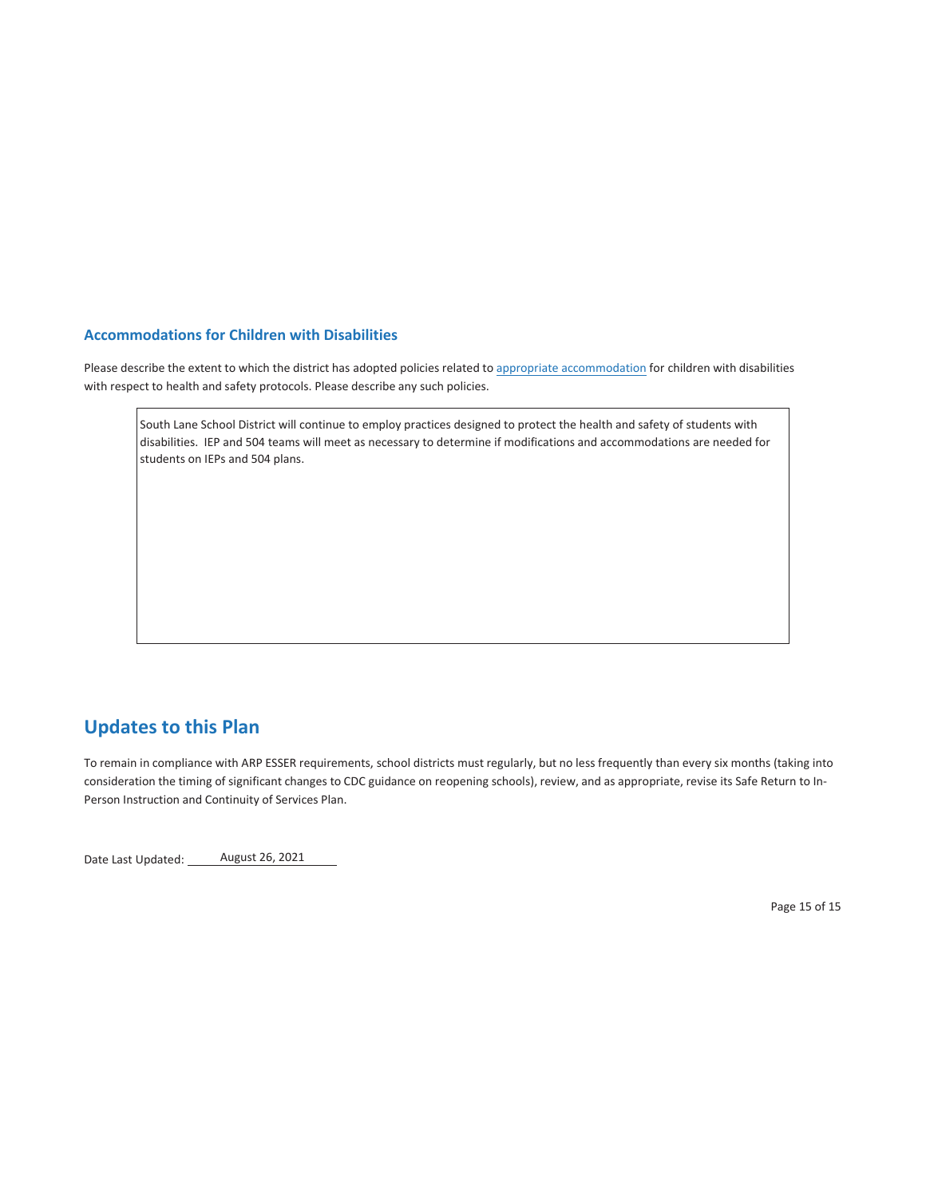### Accommodations for Children with Disabilities

Please describe the extent to which the district has adopted policies related to appropriate accommodation for children with disabilities with respect to health and safety protocols. Please describe any such policies.

> South Lane School District will continue to employ practices designed to protect the health and safety of students with disabilities. IEP and 504 teams will meet as necessary to determine if modifications and accommodations are needed for students on IEPs and 504 plans.

## Updates to this Plan

To remain in compliance with ARP ESSER requirements, school districts must regularly, but no less frequently than every six months (taking into consideration the timing of significant changes to CDC guidance on reopening schools), review, and as appropriate, revise its Safe Return to In-Person Instruction and Continuity of Services Plan.

Date Last Updated: August 26, 2021